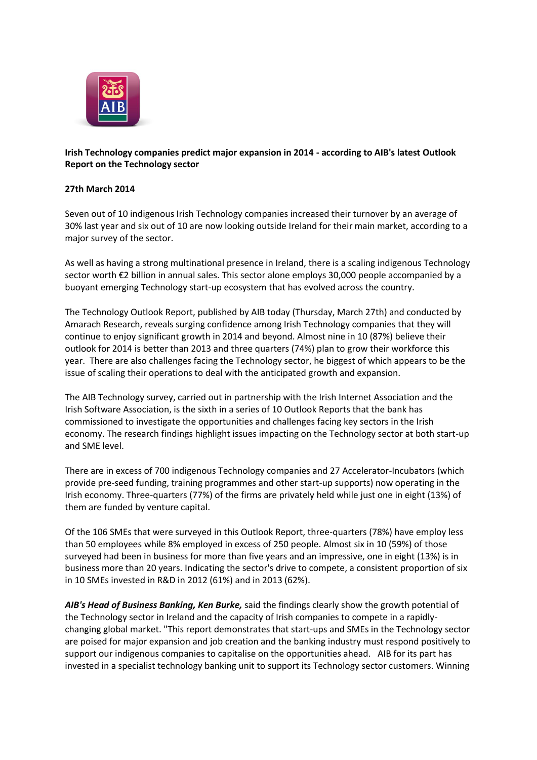**Irish Technology companies predict major expansion in 2014 - according to AIB's latest Outlook Report on the Technology sector**

**27th March 2014**

Seven out of 10 indigenous Irish Technology companies increased their turnover by an average of 30% last year and six out of 10 are now looking outside Ireland for their main market, according to a major survey of the sector.

As well as having a strong multinational presence in Ireland, there is a scaling indigenous Technology sector worth €2 billion in annual sales. This sector alone employs 30,000 people accompanied by a buoyant emerging Technology start-up ecosystem that has evolved across the country.

The Technology Outlook Report, published by AIB today (Thursday, March 27th) and conducted by Amarach Research, reveals surging confidence among Irish Technology companies that they will continue to enjoy significant growth in 2014 and beyond. Almost nine in 10 (87%) believe their outlook for 2014 is better than 2013 and three quarters (74%) plan to grow their workforce this year. There are also challenges facing the Technology sector, he biggest of which appears to be the issue of scaling their operations to deal with the anticipated growth and expansion.

The AIB Technology survey, carried out in partnership with the Irish Internet Association and the Irish Software Association, is the sixth in a series of 10 Outlook Reports that the bank has commissioned to investigate the opportunities and challenges facing key sectors in the Irish economy. The research findings highlight issues impacting on the Technology sector at both start-up and SME level.

There are in excess of 700 indigenous Technology companies and 27 Accelerator-Incubators (which provide pre-seed funding, training programmes and other start-up supports) now operating in the Irish economy. Three-quarters (77%) of the firms are privately held while just one in eight (13%) of them are funded by venture capital.

Of the 106 SMEs that were surveyed in this Outlook Report, three-quarters (78%) have employ less than 50 employees while 8% employed in excess of 250 people. Almost six in 10 (59%) of those surveyed had been in business for more than five years and an impressive, one in eight (13%) is in business more than 20 years. Indicating the sector's drive to compete, a consistent proportion of six in 10 SMEs invested in R&D in 2012 (61%) and in 2013 (62%).

***AIB's Head of Business Banking, Ken Burke,*** said the findings clearly show the growth potential of the Technology sector in Ireland and the capacity of Irish companies to compete in a rapidly-changing global market. "This report demonstrates that start-ups and SMEs in the Technology sector are poised for major expansion and job creation and the banking industry must respond positively to support our indigenous companies to capitalise on the opportunities ahead. AIB for its part has invested in a specialist technology banking unit to support its Technology sector customers. Winning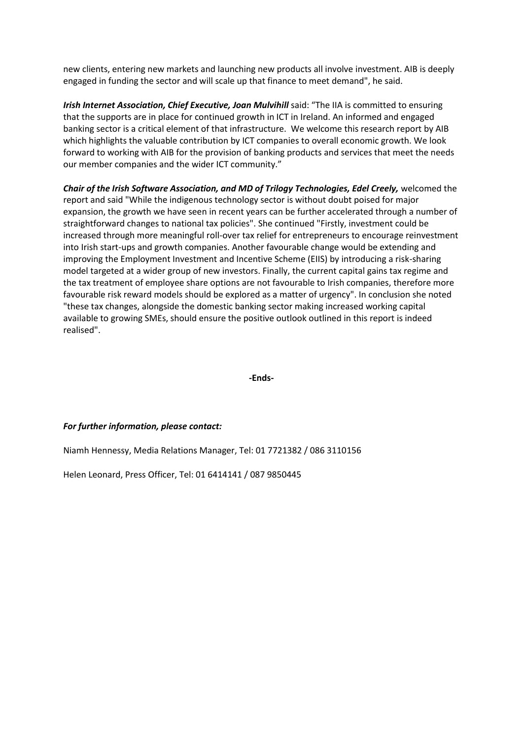new clients, entering new markets and launching new products all involve investment. AIB is deeply engaged in funding the sector and will scale up that finance to meet demand", he said.

***Irish Internet Association, Chief Executive, Joan Mulvihill*** said: "The IIA is committed to ensuring that the supports are in place for continued growth in ICT in Ireland. An informed and engaged banking sector is a critical element of that infrastructure. We welcome this research report by AIB which highlights the valuable contribution by ICT companies to overall economic growth. We look forward to working with AIB for the provision of banking products and services that meet the needs our member companies and the wider ICT community."

***Chair of the Irish Software Association, and MD of Trilogy Technologies, Edel Creely,*** welcomed the report and said "While the indigenous technology sector is without doubt poised for major expansion, the growth we have seen in recent years can be further accelerated through a number of straightforward changes to national tax policies". She continued "Firstly, investment could be increased through more meaningful roll-over tax relief for entrepreneurs to encourage reinvestment into Irish start-ups and growth companies. Another favourable change would be extending and improving the Employment Investment and Incentive Scheme (EIIS) by introducing a risk-sharing model targeted at a wider group of new investors. Finally, the current capital gains tax regime and the tax treatment of employee share options are not favourable to Irish companies, therefore more favourable risk reward models should be explored as a matter of urgency". In conclusion she noted "these tax changes, alongside the domestic banking sector making increased working capital available to growing SMEs, should ensure the positive outlook outlined in this report is indeed realised".

**-Ends-**

***For further information, please contact:***

Niamh Hennessy, Media Relations Manager, Tel: 01 7721382 / 086 3110156

Helen Leonard, Press Officer, Tel: 01 6414141 / 087 9850445